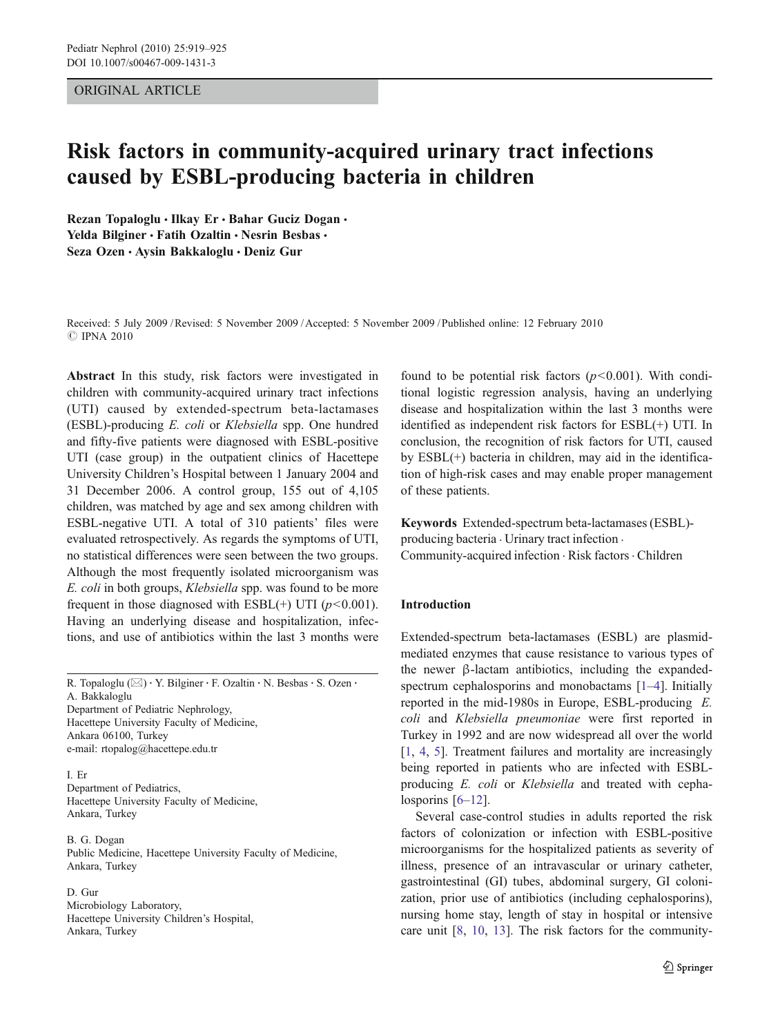ORIGINAL ARTICLE

# Risk factors in community-acquired urinary tract infections caused by ESBL-producing bacteria in children

Rezan Topaloglu · Ilkay Er · Bahar Guciz Dogan · Yelda Bilginer · Fatih Ozaltin · Nesrin Besbas · Seza Ozen · Aysin Bakkaloglu · Deniz Gur

Received: 5 July 2009 / Revised: 5 November 2009 / Accepted: 5 November 2009 / Published online: 12 February 2010
© IPNA 2010

**Abstract** In this study, risk factors were investigated in children with community-acquired urinary tract infections (UTI) caused by extended-spectrum beta-lactamases (ESBL)-producing *E. coli* or *Klebsiella* spp. One hundred and fifty-five patients were diagnosed with ESBL-positive UTI (case group) in the outpatient clinics of Hacettepe University Children's Hospital between 1 January 2004 and 31 December 2006. A control group, 155 out of 4,105 children, was matched by age and sex among children with ESBL-negative UTI. A total of 310 patients' files were evaluated retrospectively. As regards the symptoms of UTI, no statistical differences were seen between the two groups. Although the most frequently isolated microorganism was *E. coli* in both groups, *Klebsiella* spp. was found to be more frequent in those diagnosed with ESBL(+) UTI ($p<0.001$). Having an underlying disease and hospitalization, infections, and use of antibiotics within the last 3 months were found to be potential risk factors ($p<0.001$). With conditional logistic regression analysis, having an underlying disease and hospitalization within the last 3 months were identified as independent risk factors for ESBL(+) UTI. In conclusion, the recognition of risk factors for UTI, caused by ESBL(+) bacteria in children, may aid in the identification of high-risk cases and may enable proper management of these patients.

**Keywords** Extended-spectrum beta-lactamases (ESBL)-producing bacteria · Urinary tract infection · Community-acquired infection · Risk factors · Children

R. Topaloglu (✉) · Y. Bilginer · F. Ozaltin · N. Besbas · S. Ozen · A. Bakkaloglu
Department of Pediatric Nephrology, Hacettepe University Faculty of Medicine, Ankara 06100, Turkey
e-mail: rtopalog@hacettepe.edu.tr

I. Er
Department of Pediatrics, Hacettepe University Faculty of Medicine, Ankara, Turkey

B. G. Dogan
Public Medicine, Hacettepe University Faculty of Medicine, Ankara, Turkey

D. Gur
Microbiology Laboratory, Hacettepe University Children's Hospital, Ankara, Turkey

## Introduction

Extended-spectrum beta-lactamases (ESBL) are plasmid-mediated enzymes that cause resistance to various types of the newer β-lactam antibiotics, including the expanded-spectrum cephalosporins and monobactams [1–4]. Initially reported in the mid-1980s in Europe, ESBL-producing *E. coli* and *Klebsiella pneumoniae* were first reported in Turkey in 1992 and are now widespread all over the world [1, 4, 5]. Treatment failures and mortality are increasingly being reported in patients who are infected with ESBL-producing *E. coli* or *Klebsiella* and treated with cephalosporins [6–12].

Several case-control studies in adults reported the risk factors of colonization or infection with ESBL-positive microorganisms for the hospitalized patients as severity of illness, presence of an intravascular or urinary catheter, gastrointestinal (GI) tubes, abdominal surgery, GI colonization, prior use of antibiotics (including cephalosporins), nursing home stay, length of stay in hospital or intensive care unit [8, 10, 13]. The risk factors for the community-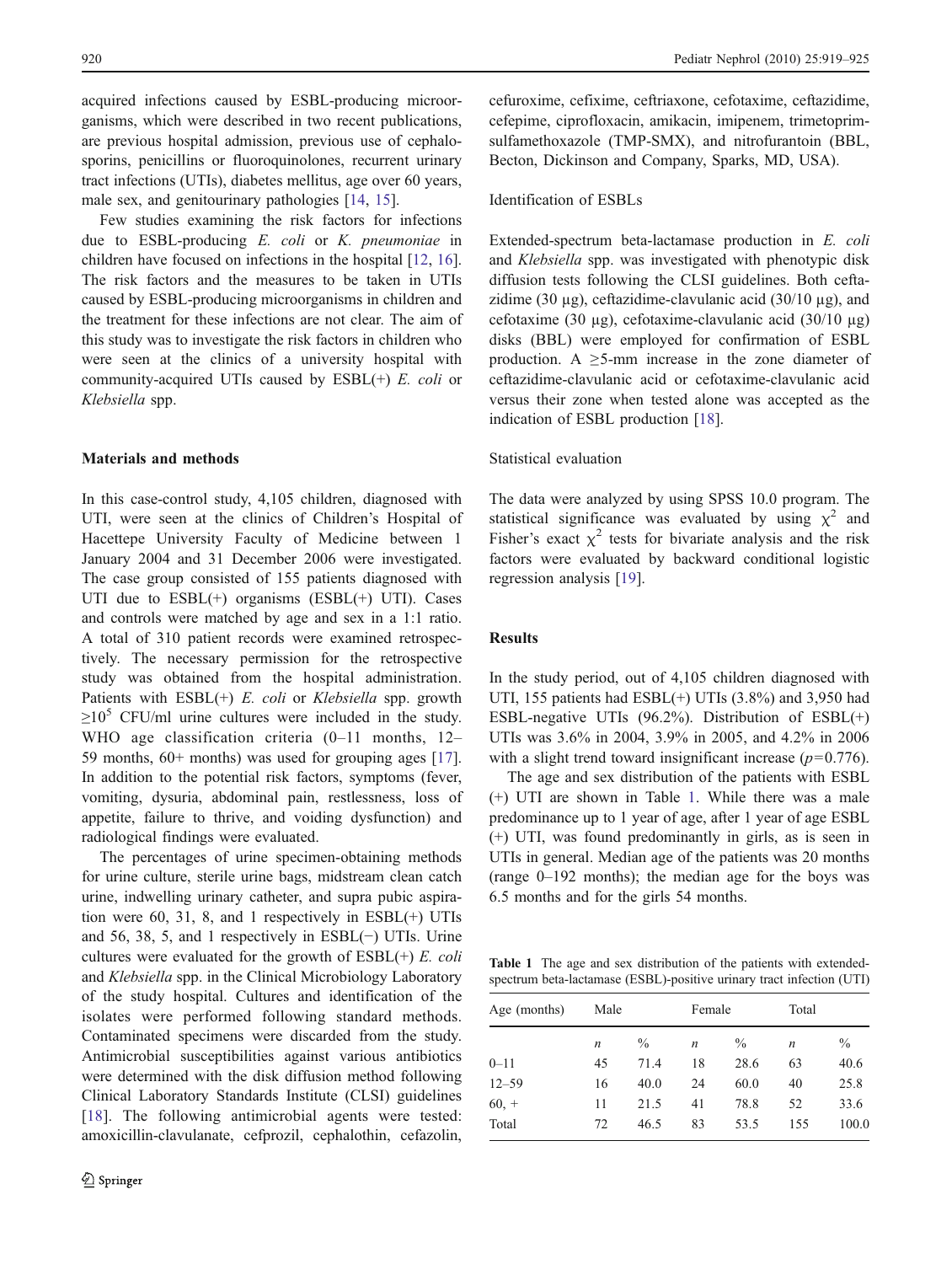acquired infections caused by ESBL-producing microorganisms, which were described in two recent publications, are previous hospital admission, previous use of cephalosporins, penicillins or fluoroquinolones, recurrent urinary tract infections (UTIs), diabetes mellitus, age over 60 years, male sex, and genitourinary pathologies [14, 15].

Few studies examining the risk factors for infections due to ESBL-producing *E. coli* or *K. pneumoniae* in children have focused on infections in the hospital [12, 16]. The risk factors and the measures to be taken in UTIs caused by ESBL-producing microorganisms in children and the treatment for these infections are not clear. The aim of this study was to investigate the risk factors in children who were seen at the clinics of a university hospital with community-acquired UTIs caused by ESBL(+) *E. coli* or *Klebsiella* spp.

## Materials and methods

In this case-control study, 4,105 children, diagnosed with UTI, were seen at the clinics of Children's Hospital of Hacettepe University Faculty of Medicine between 1 January 2004 and 31 December 2006 were investigated. The case group consisted of 155 patients diagnosed with UTI due to ESBL(+) organisms (ESBL(+) UTI). Cases and controls were matched by age and sex in a 1:1 ratio. A total of 310 patient records were examined retrospectively. The necessary permission for the retrospective study was obtained from the hospital administration. Patients with ESBL(+) *E. coli* or *Klebsiella* spp. growth $\geq 10^5$ CFU/ml urine cultures were included in the study. WHO age classification criteria (0–11 months, 12–59 months, 60+ months) was used for grouping ages [17]. In addition to the potential risk factors, symptoms (fever, vomiting, dysuria, abdominal pain, restlessness, loss of appetite, failure to thrive, and voiding dysfunction) and radiological findings were evaluated.

The percentages of urine specimen-obtaining methods for urine culture, sterile urine bags, midstream clean catch urine, indwelling urinary catheter, and supra pubic aspiration were 60, 31, 8, and 1 respectively in ESBL(+) UTIs and 56, 38, 5, and 1 respectively in ESBL(−) UTIs. Urine cultures were evaluated for the growth of ESBL(+) *E. coli* and *Klebsiella* spp. in the Clinical Microbiology Laboratory of the study hospital. Cultures and identification of the isolates were performed following standard methods. Contaminated specimens were discarded from the study. Antimicrobial susceptibilities against various antibiotics were determined with the disk diffusion method following Clinical Laboratory Standards Institute (CLSI) guidelines [18]. The following antimicrobial agents were tested: amoxicillin-clavulanate, cefprozil, cephalothin, cefazolin, cefuroxime, cefixime, ceftriaxone, cefotaxime, ceftazidime, cefepime, ciprofloxacin, amikacin, imipenem, trimetoprim-sulfamethoxazole (TMP-SMX), and nitrofurantoin (BBL, Becton, Dickinson and Company, Sparks, MD, USA).

### Identification of ESBLs

Extended-spectrum beta-lactamase production in *E. coli* and *Klebsiella* spp. was investigated with phenotypic disk diffusion tests following the CLSI guidelines. Both ceftazidime (30 µg), ceftazidime-clavulanic acid (30/10 µg), and cefotaxime (30 µg), cefotaxime-clavulanic acid (30/10 µg) disks (BBL) were employed for confirmation of ESBL production. A ≥5-mm increase in the zone diameter of ceftazidime-clavulanic acid or cefotaxime-clavulanic acid versus their zone when tested alone was accepted as the indication of ESBL production [18].

### Statistical evaluation

The data were analyzed by using SPSS 10.0 program. The statistical significance was evaluated by using $\chi^2$ and Fisher's exact $\chi^2$ tests for bivariate analysis and the risk factors were evaluated by backward conditional logistic regression analysis [19].

## Results

In the study period, out of 4,105 children diagnosed with UTI, 155 patients had ESBL(+) UTIs (3.8%) and 3,950 had ESBL-negative UTIs (96.2%). Distribution of ESBL(+) UTIs was 3.6% in 2004, 3.9% in 2005, and 4.2% in 2006 with a slight trend toward insignificant increase ($p=0.776$).

The age and sex distribution of the patients with ESBL (+) UTI are shown in Table 1. While there was a male predominance up to 1 year of age, after 1 year of age ESBL (+) UTI, was found predominantly in girls, as is seen in UTIs in general. Median age of the patients was 20 months (range 0–192 months); the median age for the boys was 6.5 months and for the girls 54 months.

**Table 1** The age and sex distribution of the patients with extended-spectrum beta-lactamase (ESBL)-positive urinary tract infection (UTI)

| Age (months) | Male | | Female | | Total | |
|---|---|---|---|---|---|---|
| | *n* | % | *n* | % | *n* | % |
| 0–11 | 45 | 71.4 | 18 | 28.6 | 63 | 40.6 |
| 12–59 | 16 | 40.0 | 24 | 60.0 | 40 | 25.8 |
| 60, + | 11 | 21.5 | 41 | 78.8 | 52 | 33.6 |
| Total | 72 | 46.5 | 83 | 53.5 | 155 | 100.0 |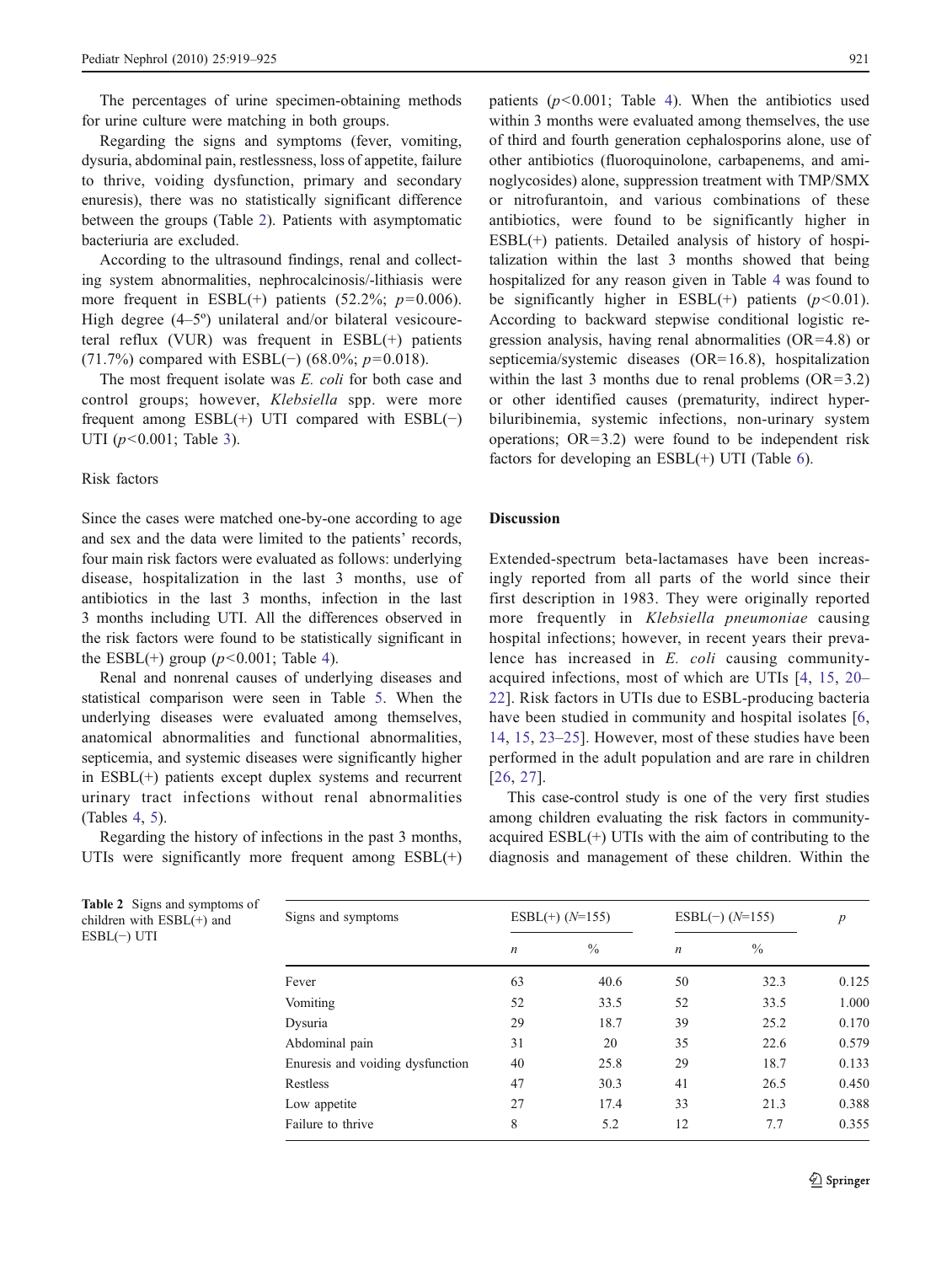The percentages of urine specimen-obtaining methods for urine culture were matching in both groups.

Regarding the signs and symptoms (fever, vomiting, dysuria, abdominal pain, restlessness, loss of appetite, failure to thrive, voiding dysfunction, primary and secondary enuresis), there was no statistically significant difference between the groups (Table 2). Patients with asymptomatic bacteriuria are excluded.

According to the ultrasound findings, renal and collecting system abnormalities, nephrocalcinosis/-lithiasis were more frequent in ESBL(+) patients (52.2%; $p=0.006$). High degree (4–5º) unilateral and/or bilateral vesicoureteral reflux (VUR) was frequent in ESBL(+) patients (71.7%) compared with ESBL(−) (68.0%; $p=0.018$).

The most frequent isolate was *E. coli* for both case and control groups; however, *Klebsiella* spp. were more frequent among ESBL(+) UTI compared with ESBL(−) UTI ($p<0.001$; Table 3).

## Risk factors

Since the cases were matched one-by-one according to age and sex and the data were limited to the patients' records, four main risk factors were evaluated as follows: underlying disease, hospitalization in the last 3 months, use of antibiotics in the last 3 months, infection in the last 3 months including UTI. All the differences observed in the risk factors were found to be statistically significant in the ESBL(+) group ($p<0.001$; Table 4).

Renal and nonrenal causes of underlying diseases and statistical comparison were seen in Table 5. When the underlying diseases were evaluated among themselves, anatomical abnormalities and functional abnormalities, septicemia, and systemic diseases were significantly higher in ESBL(+) patients except duplex systems and recurrent urinary tract infections without renal abnormalities (Tables 4, 5).

Regarding the history of infections in the past 3 months, UTIs were significantly more frequent among ESBL(+) patients ($p<0.001$; Table 4). When the antibiotics used within 3 months were evaluated among themselves, the use of third and fourth generation cephalosporins alone, use of other antibiotics (fluoroquinolone, carbapenems, and aminoglycosides) alone, suppression treatment with TMP/SMX or nitrofurantoin, and various combinations of these antibiotics, were found to be significantly higher in ESBL(+) patients. Detailed analysis of history of hospitalization within the last 3 months showed that being hospitalized for any reason given in Table 4 was found to be significantly higher in ESBL(+) patients ($p<0.01$). According to backward stepwise conditional logistic regression analysis, having renal abnormalities (OR=4.8) or septicemia/systemic diseases (OR=16.8), hospitalization within the last 3 months due to renal problems (OR=3.2) or other identified causes (prematurity, indirect hyperbiliruibinemia, systemic infections, non-urinary system operations; OR=3.2) were found to be independent risk factors for developing an ESBL(+) UTI (Table 6).

## Discussion

Extended-spectrum beta-lactamases have been increasingly reported from all parts of the world since their first description in 1983. They were originally reported more frequently in *Klebsiella pneumoniae* causing hospital infections; however, in recent years their prevalence has increased in *E. coli* causing community-acquired infections, most of which are UTIs [4, 15, 20–22]. Risk factors in UTIs due to ESBL-producing bacteria have been studied in community and hospital isolates [6, 14, 15, 23–25]. However, most of these studies have been performed in the adult population and are rare in children [26, 27].

This case-control study is one of the very first studies among children evaluating the risk factors in community-acquired ESBL(+) UTIs with the aim of contributing to the diagnosis and management of these children. Within the

**Table 2** Signs and symptoms of children with ESBL(+) and ESBL(−) UTI

| Signs and symptoms | ESBL(+) ($N$=155) | | ESBL(−) ($N$=155) | | $p$ |
|---|---|---|---|---|---|
| | $n$ | % | $n$ | % | |
| Fever | 63 | 40.6 | 50 | 32.3 | 0.125 |
| Vomiting | 52 | 33.5 | 52 | 33.5 | 1.000 |
| Dysuria | 29 | 18.7 | 39 | 25.2 | 0.170 |
| Abdominal pain | 31 | 20 | 35 | 22.6 | 0.579 |
| Enuresis and voiding dysfunction | 40 | 25.8 | 29 | 18.7 | 0.133 |
| Restless | 47 | 30.3 | 41 | 26.5 | 0.450 |
| Low appetite | 27 | 17.4 | 33 | 21.3 | 0.388 |
| Failure to thrive | 8 | 5.2 | 12 | 7.7 | 0.355 |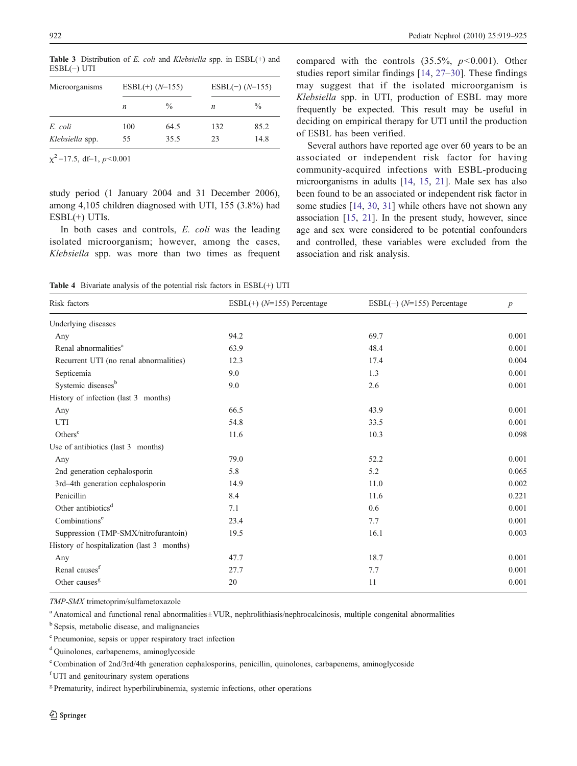**Table 3** Distribution of *E. coli* and *Klebsiella* spp. in ESBL(+) and ESBL(−) UTI

| Microorganisms | ESBL(+) ($N$=155) | | ESBL(−) ($N$=155) | |
|---|---|---|---|---|
| | $n$ | % | $n$ | % |
| *E. coli* | 100 | 64.5 | 132 | 85.2 |
| *Klebsiella* spp. | 55 | 35.5 | 23 | 14.8 |

$\chi^2$=17.5, df=1, $p$<0.001

study period (1 January 2004 and 31 December 2006), among 4,105 children diagnosed with UTI, 155 (3.8%) had ESBL(+) UTIs.

In both cases and controls, *E. coli* was the leading isolated microorganism; however, among the cases, *Klebsiella* spp. was more than two times as frequent compared with the controls (35.5%, $p$<0.001). Other studies report similar findings [14, 27–30]. These findings may suggest that if the isolated microorganism is *Klebsiella* spp. in UTI, production of ESBL may more frequently be expected. This result may be useful in deciding on empirical therapy for UTI until the production of ESBL has been verified.

Several authors have reported age over 60 years to be an associated or independent risk factor for having community-acquired infections with ESBL-producing microorganisms in adults [14, 15, 21]. Male sex has also been found to be an associated or independent risk factor in some studies [14, 30, 31] while others have not shown any association [15, 21]. In the present study, however, since age and sex were considered to be potential confounders and controlled, these variables were excluded from the association and risk analysis.

**Table 4** Bivariate analysis of the potential risk factors in ESBL(+) UTI

| Risk factors | ESBL(+) ($N$=155) Percentage | ESBL(−) ($N$=155) Percentage | $p$ |
|---|---|---|---|
| Underlying diseases | | | |
| Any | 94.2 | 69.7 | 0.001 |
| Renal abnormalities[a] | 63.9 | 48.4 | 0.001 |
| Recurrent UTI (no renal abnormalities) | 12.3 | 17.4 | 0.004 |
| Septicemia | 9.0 | 1.3 | 0.001 |
| Systemic diseases[b] | 9.0 | 2.6 | 0.001 |
| History of infection (last 3 months) | | | |
| Any | 66.5 | 43.9 | 0.001 |
| UTI | 54.8 | 33.5 | 0.001 |
| Others[c] | 11.6 | 10.3 | 0.098 |
| Use of antibiotics (last 3 months) | | | |
| Any | 79.0 | 52.2 | 0.001 |
| 2nd generation cephalosporin | 5.8 | 5.2 | 0.065 |
| 3rd–4th generation cephalosporin | 14.9 | 11.0 | 0.002 |
| Penicillin | 8.4 | 11.6 | 0.221 |
| Other antibiotics[d] | 7.1 | 0.6 | 0.001 |
| Combinations[e] | 23.4 | 7.7 | 0.001 |
| Suppression (TMP-SMX/nitrofurantoin) | 19.5 | 16.1 | 0.003 |
| History of hospitalization (last 3 months) | | | |
| Any | 47.7 | 18.7 | 0.001 |
| Renal causes[f] | 27.7 | 7.7 | 0.001 |
| Other causes[g] | 20 | 11 | 0.001 |

*TMP-SMX* trimetoprim/sulfametoxazole

[a] Anatomical and functional renal abnormalities±VUR, nephrolithiasis/nephrocalcinosis, multiple congenital abnormalities

[b] Sepsis, metabolic disease, and malignancies

[c] Pneumoniae, sepsis or upper respiratory tract infection

[d] Quinolones, carbapenems, aminoglycoside

[e] Combination of 2nd/3rd/4th generation cephalosporins, penicillin, quinolones, carbapenems, aminoglycoside

[f] UTI and genitourinary system operations

[g] Prematurity, indirect hyperbilirubinemia, systemic infections, other operations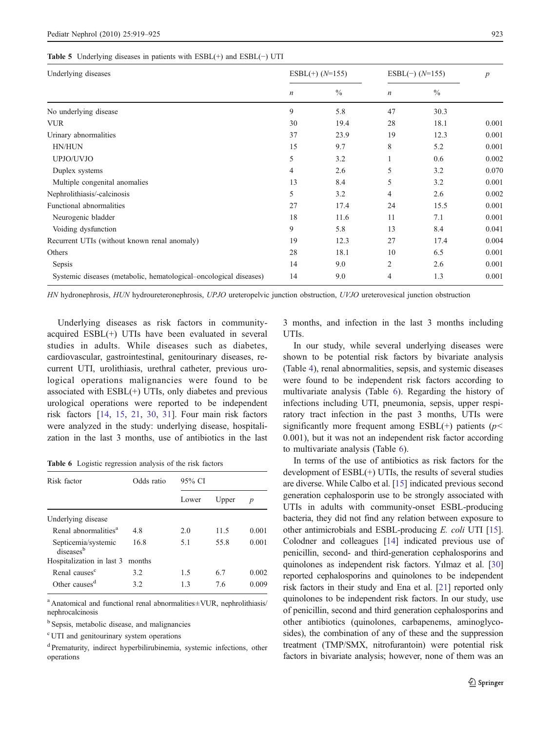**Table 5** Underlying diseases in patients with ESBL(+) and ESBL(−) UTI

| Underlying diseases | ESBL(+) (*N*=155) | | ESBL(−) (*N*=155) | | *p* |
|---|---|---|---|---|---|
| | *n* | % | *n* | % | |
| No underlying disease | 9 | 5.8 | 47 | 30.3 | |
| VUR | 30 | 19.4 | 28 | 18.1 | 0.001 |
| Urinary abnormalities | 37 | 23.9 | 19 | 12.3 | 0.001 |
| HN/HUN | 15 | 9.7 | 8 | 5.2 | 0.001 |
| UPJO/UVJO | 5 | 3.2 | 1 | 0.6 | 0.002 |
| Duplex systems | 4 | 2.6 | 5 | 3.2 | 0.070 |
| Multiple congenital anomalies | 13 | 8.4 | 5 | 3.2 | 0.001 |
| Nephrolithiasis/-calcinosis | 5 | 3.2 | 4 | 2.6 | 0.002 |
| Functional abnormalities | 27 | 17.4 | 24 | 15.5 | 0.001 |
| Neurogenic bladder | 18 | 11.6 | 11 | 7.1 | 0.001 |
| Voiding dysfunction | 9 | 5.8 | 13 | 8.4 | 0.041 |
| Recurrent UTIs (without known renal anomaly) | 19 | 12.3 | 27 | 17.4 | 0.004 |
| Others | 28 | 18.1 | 10 | 6.5 | 0.001 |
| Sepsis | 14 | 9.0 | 2 | 2.6 | 0.001 |
| Systemic diseases (metabolic, hematological–oncological diseases) | 14 | 9.0 | 4 | 1.3 | 0.001 |

*HN* hydronephrosis, *HUN* hydroureteronephrosis, *UPJO* ureteropelvic junction obstruction, *UVJO* ureterovesical junction obstruction

Underlying diseases as risk factors in community-acquired ESBL(+) UTIs have been evaluated in several studies in adults. While diseases such as diabetes, cardiovascular, gastrointestinal, genitourinary diseases, recurrent UTI, urolithiasis, urethral catheter, previous urological operations malignancies were found to be associated with ESBL(+) UTIs, only diabetes and previous urological operations were reported to be independent risk factors [14, 15, 21, 30, 31]. Four main risk factors were analyzed in the study: underlying disease, hospitalization in the last 3 months, use of antibiotics in the last 3 months, and infection in the last 3 months including UTIs.

**Table 6** Logistic regression analysis of the risk factors

| Risk factor | Odds ratio | 95% CI | | *p* |
|---|---|---|---|---|
| | | Lower | Upper | |
| Underlying disease | | | | |
| Renal abnormalities[a] | 4.8 | 2.0 | 11.5 | 0.001 |
| Septicemia/systemic diseases[b] | 16.8 | 5.1 | 55.8 | 0.001 |
| Hospitalization in last 3 months | | | | |
| Renal causes[c] | 3.2 | 1.5 | 6.7 | 0.002 |
| Other causes[d] | 3.2 | 1.3 | 7.6 | 0.009 |

[a] Anatomical and functional renal abnormalities±VUR, nephrolithiasis/nephrocalcinosis

[b] Sepsis, metabolic disease, and malignancies

[c] UTI and genitourinary system operations

[d] Prematurity, indirect hyperbilirubinemia, systemic infections, other operations

In our study, while several underlying diseases were shown to be potential risk factors by bivariate analysis (Table 4), renal abnormalities, sepsis, and systemic diseases were found to be independent risk factors according to multivariate analysis (Table 6). Regarding the history of infections including UTI, pneumonia, sepsis, upper respiratory tract infection in the past 3 months, UTIs were significantly more frequent among ESBL(+) patients ($p < 0.001$), but it was not an independent risk factor according to multivariate analysis (Table 6).

In terms of the use of antibiotics as risk factors for the development of ESBL(+) UTIs, the results of several studies are diverse. While Calbo et al. [15] indicated previous second generation cephalosporin use to be strongly associated with UTIs in adults with community-onset ESBL-producing bacteria, they did not find any relation between exposure to other antimicrobials and ESBL-producing *E. coli* UTI [15]. Colodner and colleagues [14] indicated previous use of penicillin, second- and third-generation cephalosporins and quinolones as independent risk factors. Yılmaz et al. [30] reported cephalosporins and quinolones to be independent risk factors in their study and Ena et al. [21] reported only quinolones to be independent risk factors. In our study, use of penicillin, second and third generation cephalosporins and other antibiotics (quinolones, carbapenems, aminoglycosides), the combination of any of these and the suppression treatment (TMP/SMX, nitrofurantoin) were potential risk factors in bivariate analysis; however, none of them was an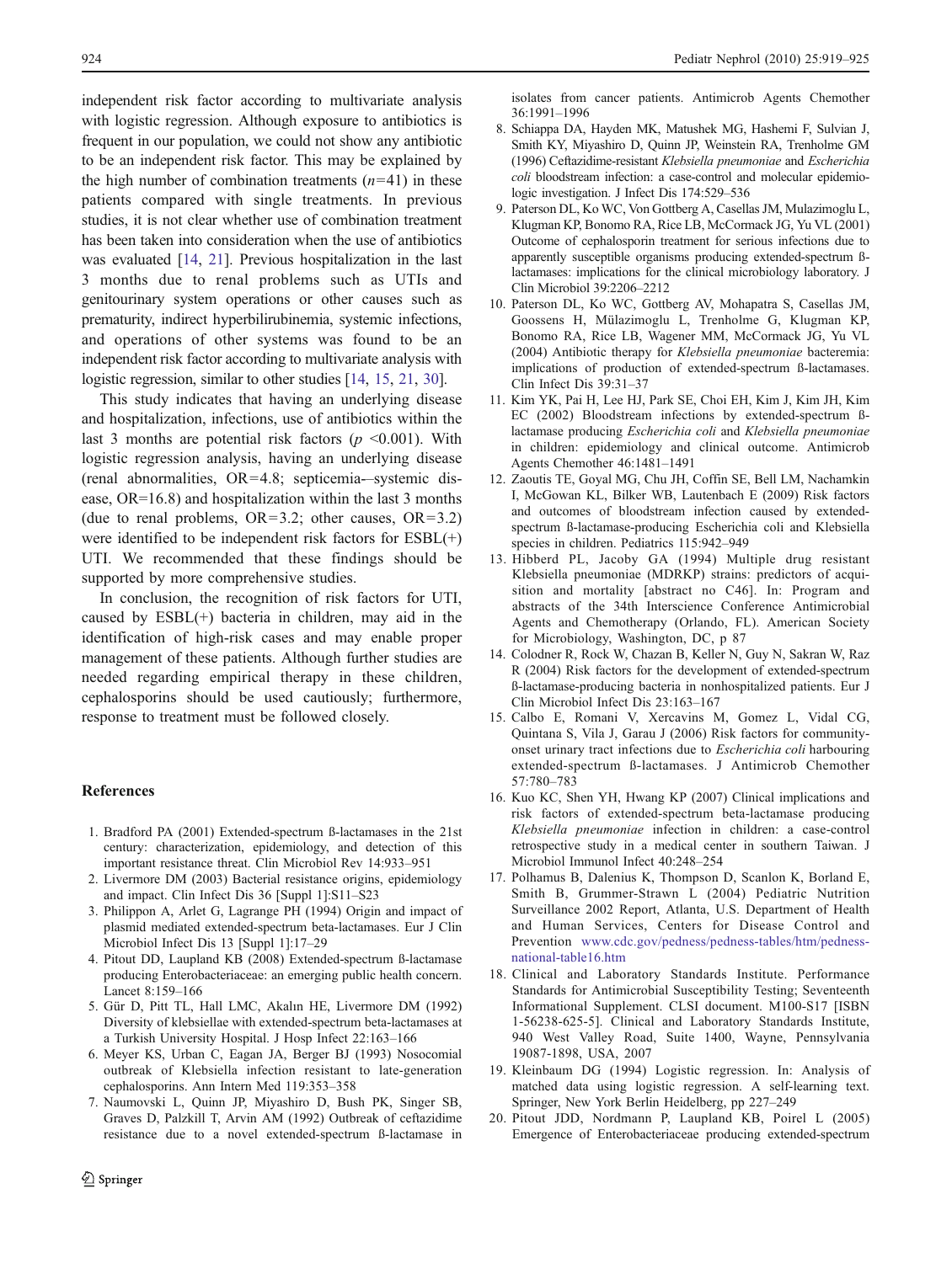independent risk factor according to multivariate analysis with logistic regression. Although exposure to antibiotics is frequent in our population, we could not show any antibiotic to be an independent risk factor. This may be explained by the high number of combination treatments ($n$=41) in these patients compared with single treatments. In previous studies, it is not clear whether use of combination treatment has been taken into consideration when the use of antibiotics was evaluated [14, 21]. Previous hospitalization in the last 3 months due to renal problems such as UTIs and genitourinary system operations or other causes such as prematurity, indirect hyperbilirubinemia, systemic infections, and operations of other systems was found to be an independent risk factor according to multivariate analysis with logistic regression, similar to other studies [14, 15, 21, 30].

This study indicates that having an underlying disease and hospitalization, infections, use of antibiotics within the last 3 months are potential risk factors ($p$ <0.001). With logistic regression analysis, having an underlying disease (renal abnormalities, OR=4.8; septicemia-–systemic disease, OR=16.8) and hospitalization within the last 3 months (due to renal problems, OR=3.2; other causes, OR=3.2) were identified to be independent risk factors for ESBL(+) UTI. We recommended that these findings should be supported by more comprehensive studies.

In conclusion, the recognition of risk factors for UTI, caused by ESBL(+) bacteria in children, may aid in the identification of high-risk cases and may enable proper management of these patients. Although further studies are needed regarding empirical therapy in these children, cephalosporins should be used cautiously; furthermore, response to treatment must be followed closely.

## References

1. Bradford PA (2001) Extended-spectrum ß-lactamases in the 21st century: characterization, epidemiology, and detection of this important resistance threat. Clin Microbiol Rev 14:933–951
2. Livermore DM (2003) Bacterial resistance origins, epidemiology and impact. Clin Infect Dis 36 [Suppl 1]:S11–S23
3. Philippon A, Arlet G, Lagrange PH (1994) Origin and impact of plasmid mediated extended-spectrum beta-lactamases. Eur J Clin Microbiol Infect Dis 13 [Suppl 1]:17–29
4. Pitout DD, Laupland KB (2008) Extended-spectrum ß-lactamase producing Enterobacteriaceae: an emerging public health concern. Lancet 8:159–166
5. Gür D, Pitt TL, Hall LMC, Akalın HE, Livermore DM (1992) Diversity of klebsiellae with extended-spectrum beta-lactamases at a Turkish University Hospital. J Hosp Infect 22:163–166
6. Meyer KS, Urban C, Eagan JA, Berger BJ (1993) Nosocomial outbreak of Klebsiella infection resistant to late-generation cephalosporins. Ann Intern Med 119:353–358
7. Naumovski L, Quinn JP, Miyashiro D, Bush PK, Singer SB, Graves D, Palzkill T, Arvin AM (1992) Outbreak of ceftazidime resistance due to a novel extended-spectrum ß-lactamase in isolates from cancer patients. Antimicrob Agents Chemother 36:1991–1996
8. Schiappa DA, Hayden MK, Matushek MG, Hashemi F, Sulvian J, Smith KY, Miyashiro D, Quinn JP, Weinstein RA, Trenholme GM (1996) Ceftazidime-resistant *Klebsiella pneumoniae* and *Escherichia coli* bloodstream infection: a case-control and molecular epidemiologic investigation. J Infect Dis 174:529–536
9. Paterson DL, Ko WC, Von Gottberg A, Casellas JM, Mulazimoglu L, Klugman KP, Bonomo RA, Rice LB, McCormack JG, Yu VL (2001) Outcome of cephalosporin treatment for serious infections due to apparently susceptible organisms producing extended-spectrum ß-lactamases: implications for the clinical microbiology laboratory. J Clin Microbiol 39:2206–2212
10. Paterson DL, Ko WC, Gottberg AV, Mohapatra S, Casellas JM, Goossens H, Mülazimoglu L, Trenholme G, Klugman KP, Bonomo RA, Rice LB, Wagener MM, McCormack JG, Yu VL (2004) Antibiotic therapy for *Klebsiella pneumoniae* bacteremia: implications of production of extended-spectrum ß-lactamases. Clin Infect Dis 39:31–37
11. Kim YK, Pai H, Lee HJ, Park SE, Choi EH, Kim J, Kim JH, Kim EC (2002) Bloodstream infections by extended-spectrum ß-lactamase producing *Escherichia coli* and *Klebsiella pneumoniae* in children: epidemiology and clinical outcome. Antimicrob Agents Chemother 46:1481–1491
12. Zaoutis TE, Goyal MG, Chu JH, Coffin SE, Bell LM, Nachamkin I, McGowan KL, Bilker WB, Lautenbach E (2009) Risk factors and outcomes of bloodstream infection caused by extended-spectrum ß-lactamase-producing Escherichia coli and Klebsiella species in children. Pediatrics 115:942–949
13. Hibberd PL, Jacoby GA (1994) Multiple drug resistant Klebsiella pneumoniae (MDRKP) strains: predictors of acquisition and mortality [abstract no C46]. In: Program and abstracts of the 34th Interscience Conference Antimicrobial Agents and Chemotherapy (Orlando, FL). American Society for Microbiology, Washington, DC, p 87
14. Colodner R, Rock W, Chazan B, Keller N, Guy N, Sakran W, Raz R (2004) Risk factors for the development of extended-spectrum ß-lactamase-producing bacteria in nonhospitalized patients. Eur J Clin Microbiol Infect Dis 23:163–167
15. Calbo E, Romani V, Xercavins M, Gomez L, Vidal CG, Quintana S, Vila J, Garau J (2006) Risk factors for community-onset urinary tract infections due to *Escherichia coli* harbouring extended-spectrum ß-lactamases. J Antimicrob Chemother 57:780–783
16. Kuo KC, Shen YH, Hwang KP (2007) Clinical implications and risk factors of extended-spectrum beta-lactamase producing *Klebsiella pneumoniae* infection in children: a case-control retrospective study in a medical center in southern Taiwan. J Microbiol Immunol Infect 40:248–254
17. Polhamus B, Dalenius K, Thompson D, Scanlon K, Borland E, Smith B, Grummer-Strawn L (2004) Pediatric Nutrition Surveillance 2002 Report, Atlanta, U.S. Department of Health and Human Services, Centers for Disease Control and Prevention www.cdc.gov/pedness/pedness-tables/htm/pedness-national-table16.htm
18. Clinical and Laboratory Standards Institute. Performance Standards for Antimicrobial Susceptibility Testing; Seventeenth Informational Supplement. CLSI document. M100-S17 [ISBN 1-56238-625-5]. Clinical and Laboratory Standards Institute, 940 West Valley Road, Suite 1400, Wayne, Pennsylvania 19087-1898, USA, 2007
19. Kleinbaum DG (1994) Logistic regression. In: Analysis of matched data using logistic regression. A self-learning text. Springer, New York Berlin Heidelberg, pp 227–249
20. Pitout JDD, Nordmann P, Laupland KB, Poirel L (2005) Emergence of Enterobacteriaceae producing extended-spectrum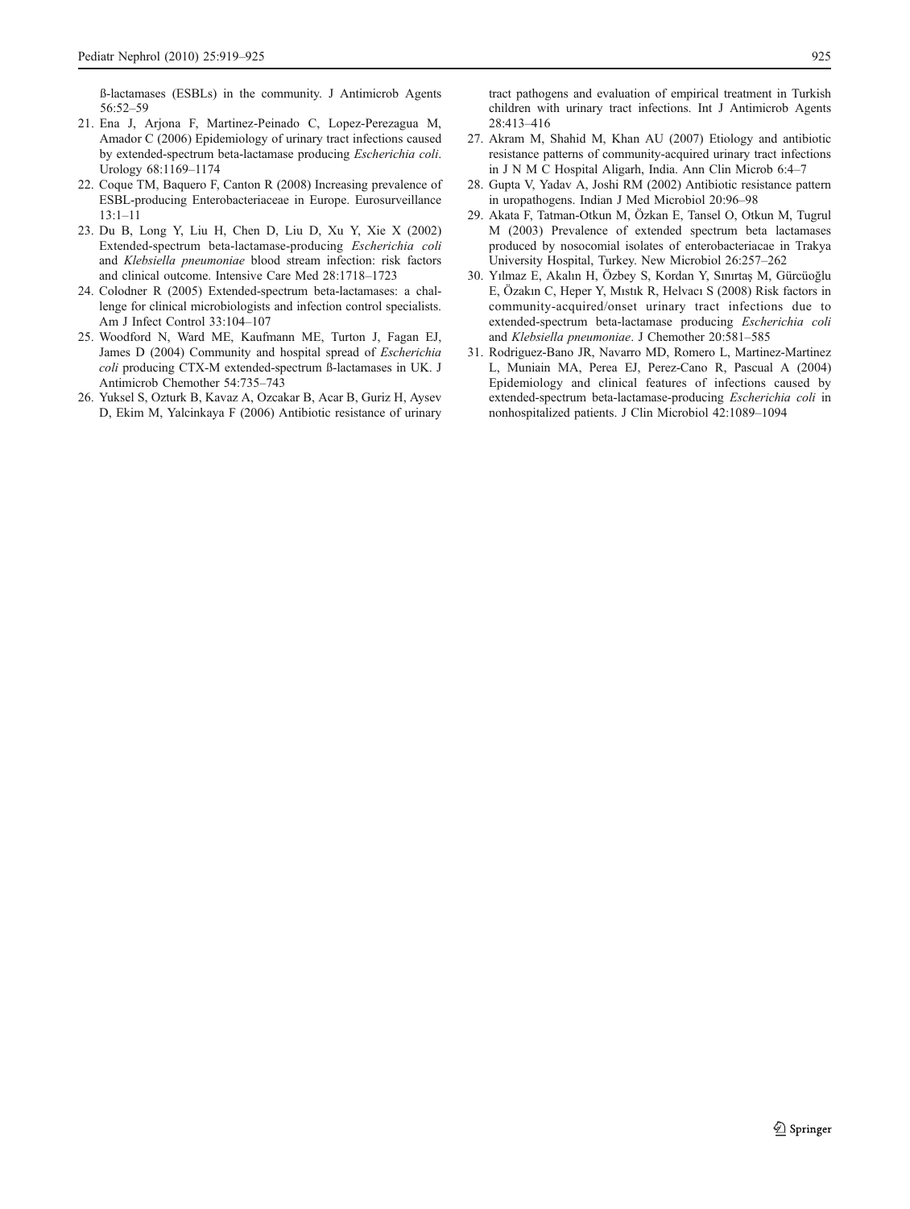ß-lactamases (ESBLs) in the community. J Antimicrob Agents 56:52–59

21. Ena J, Arjona F, Martinez-Peinado C, Lopez-Perezagua M, Amador C (2006) Epidemiology of urinary tract infections caused by extended-spectrum beta-lactamase producing *Escherichia coli*. Urology 68:1169–1174
22. Coque TM, Baquero F, Canton R (2008) Increasing prevalence of ESBL-producing Enterobacteriaceae in Europe. Eurosurveillance 13:1–11
23. Du B, Long Y, Liu H, Chen D, Liu D, Xu Y, Xie X (2002) Extended-spectrum beta-lactamase-producing *Escherichia coli* and *Klebsiella pneumoniae* blood stream infection: risk factors and clinical outcome. Intensive Care Med 28:1718–1723
24. Colodner R (2005) Extended-spectrum beta-lactamases: a challenge for clinical microbiologists and infection control specialists. Am J Infect Control 33:104–107
25. Woodford N, Ward ME, Kaufmann ME, Turton J, Fagan EJ, James D (2004) Community and hospital spread of *Escherichia coli* producing CTX-M extended-spectrum ß-lactamases in UK. J Antimicrob Chemother 54:735–743
26. Yuksel S, Ozturk B, Kavaz A, Ozcakar B, Acar B, Guriz H, Aysev D, Ekim M, Yalcinkaya F (2006) Antibiotic resistance of urinary tract pathogens and evaluation of empirical treatment in Turkish children with urinary tract infections. Int J Antimicrob Agents 28:413–416
27. Akram M, Shahid M, Khan AU (2007) Etiology and antibiotic resistance patterns of community-acquired urinary tract infections in J N M C Hospital Aligarh, India. Ann Clin Microb 6:4–7
28. Gupta V, Yadav A, Joshi RM (2002) Antibiotic resistance pattern in uropathogens. Indian J Med Microbiol 20:96–98
29. Akata F, Tatman-Otkun M, Özkan E, Tansel O, Otkun M, Tugrul M (2003) Prevalence of extended spectrum beta lactamases produced by nosocomial isolates of enterobacteriacae in Trakya University Hospital, Turkey. New Microbiol 26:257–262
30. Yılmaz E, Akalın H, Özbey S, Kordan Y, Sınırtaş M, Gürcüoğlu E, Özakın C, Heper Y, Mıstık R, Helvacı S (2008) Risk factors in community-acquired/onset urinary tract infections due to extended-spectrum beta-lactamase producing *Escherichia coli* and *Klebsiella pneumoniae*. J Chemother 20:581–585
31. Rodriguez-Bano JR, Navarro MD, Romero L, Martinez-Martinez L, Muniain MA, Perea EJ, Perez-Cano R, Pascual A (2004) Epidemiology and clinical features of infections caused by extended-spectrum beta-lactamase-producing *Escherichia coli* in nonhospitalized patients. J Clin Microbiol 42:1089–1094